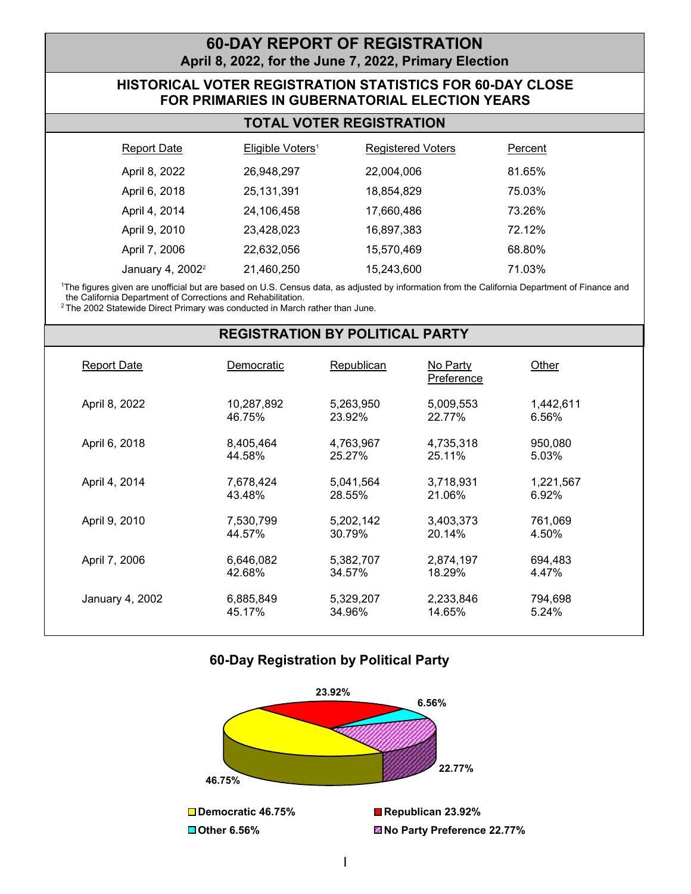# 60-DAY REPORT OF REGISTRATION

**April 8, 2022, for the June 7, 2022, Primary Election**

## HISTORICAL VOTER REGISTRATION STATISTICS FOR 60-DAY CLOSE FOR PRIMARIES IN GUBERNATORIAL ELECTION YEARS

### TOTAL VOTER REGISTRATION

| Report Date | Eligible Voters[1] | Registered Voters | Percent |
|---|---|---|---|
| April 8, 2022 | 26,948,297 | 22,004,006 | 81.65% |
| April 6, 2018 | 25,131,391 | 18,854,829 | 75.03% |
| April 4, 2014 | 24,106,458 | 17,660,486 | 73.26% |
| April 9, 2010 | 23,428,023 | 16,897,383 | 72.12% |
| April 7, 2006 | 22,632,056 | 15,570,469 | 68.80% |
| January 4, 2002[2] | 21,460,250 | 15,243,600 | 71.03% |

[1]The figures given are unofficial but are based on U.S. Census data, as adjusted by information from the California Department of Finance and the California Department of Corrections and Rehabilitation.
[2] The 2002 Statewide Direct Primary was conducted in March rather than June.

### REGISTRATION BY POLITICAL PARTY

| Report Date | Democratic | Republican | No Party Preference | Other |
|---|---|---|---|---|
| April 8, 2022 | 10,287,892<br>46.75% | 5,263,950<br>23.92% | 5,009,553<br>22.77% | 1,442,611<br>6.56% |
| April 6, 2018 | 8,405,464<br>44.58% | 4,763,967<br>25.27% | 4,735,318<br>25.11% | 950,080<br>5.03% |
| April 4, 2014 | 7,678,424<br>43.48% | 5,041,564<br>28.55% | 3,718,931<br>21.06% | 1,221,567<br>6.92% |
| April 9, 2010 | 7,530,799<br>44.57% | 5,202,142<br>30.79% | 3,403,373<br>20.14% | 761,069<br>4.50% |
| April 7, 2006 | 6,646,082<br>42.68% | 5,382,707<br>34.57% | 2,874,197<br>18.29% | 694,483<br>4.47% |
| January 4, 2002 | 6,885,849<br>45.17% | 5,329,207<br>34.96% | 2,233,846<br>14.65% | 794,698<br>5.24% |

### 60-Day Registration by Political Party

- Democratic 46.75%
- Republican 23.92%
- Other 6.56%
- No Party Preference 22.77%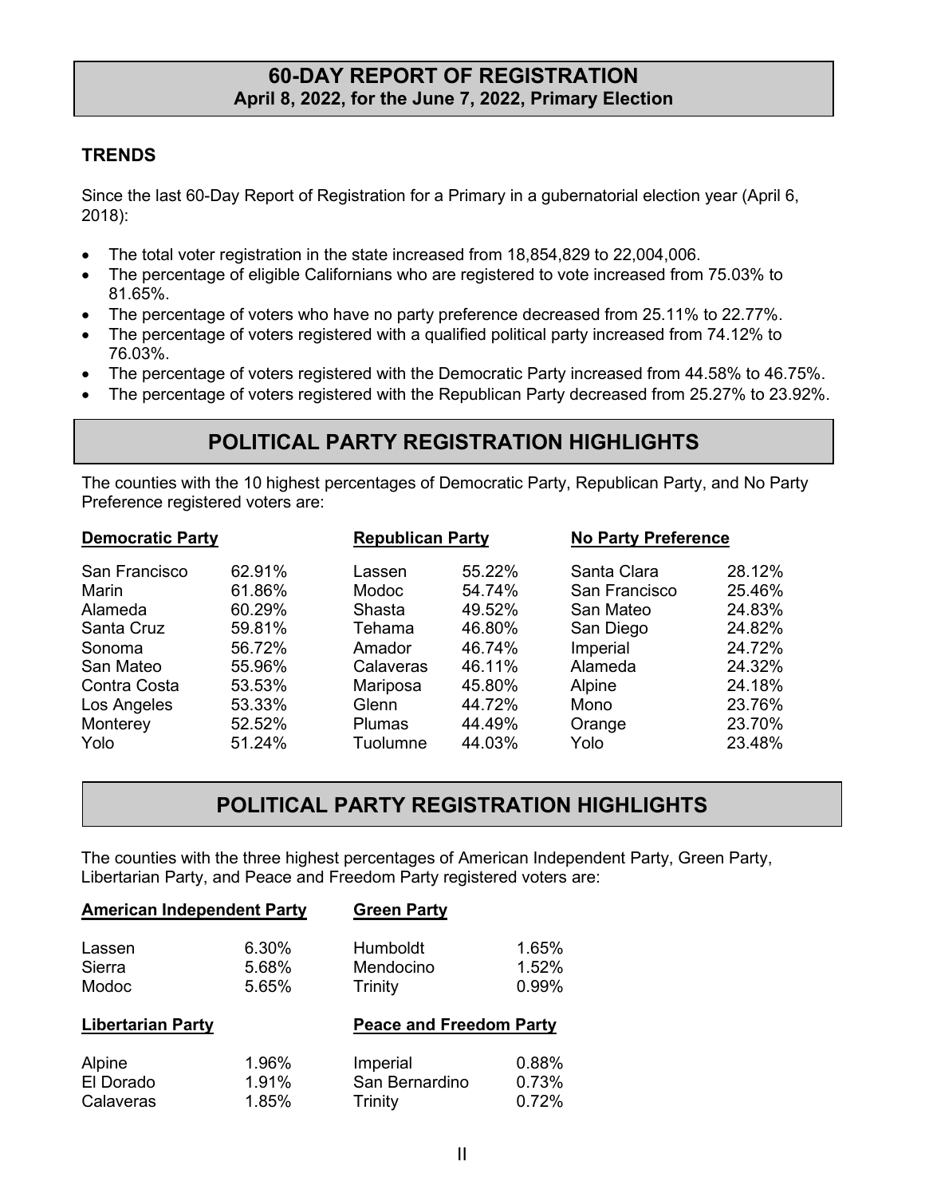# 60-DAY REPORT OF REGISTRATION

**April 8, 2022, for the June 7, 2022, Primary Election**

### TRENDS

Since the last 60-Day Report of Registration for a Primary in a gubernatorial election year (April 6, 2018):

- The total voter registration in the state increased from 18,854,829 to 22,004,006.
- The percentage of eligible Californians who are registered to vote increased from 75.03% to 81.65%.
- The percentage of voters who have no party preference decreased from 25.11% to 22.77%.
- The percentage of voters registered with a qualified political party increased from 74.12% to 76.03%.
- The percentage of voters registered with the Democratic Party increased from 44.58% to 46.75%.
- The percentage of voters registered with the Republican Party decreased from 25.27% to 23.92%.

## POLITICAL PARTY REGISTRATION HIGHLIGHTS

The counties with the 10 highest percentages of Democratic Party, Republican Party, and No Party Preference registered voters are:

| Democratic Party | | Republican Party | | No Party Preference | |
|---|---|---|---|---|---|
| San Francisco | 62.91% | Lassen | 55.22% | Santa Clara | 28.12% |
| Marin | 61.86% | Modoc | 54.74% | San Francisco | 25.46% |
| Alameda | 60.29% | Shasta | 49.52% | San Mateo | 24.83% |
| Santa Cruz | 59.81% | Tehama | 46.80% | San Diego | 24.82% |
| Sonoma | 56.72% | Amador | 46.74% | Imperial | 24.72% |
| San Mateo | 55.96% | Calaveras | 46.11% | Alameda | 24.32% |
| Contra Costa | 53.53% | Mariposa | 45.80% | Alpine | 24.18% |
| Los Angeles | 53.33% | Glenn | 44.72% | Mono | 23.76% |
| Monterey | 52.52% | Plumas | 44.49% | Orange | 23.70% |
| Yolo | 51.24% | Tuolumne | 44.03% | Yolo | 23.48% |

## POLITICAL PARTY REGISTRATION HIGHLIGHTS

The counties with the three highest percentages of American Independent Party, Green Party, Libertarian Party, and Peace and Freedom Party registered voters are:

| American Independent Party | | Green Party | |
|---|---|---|---|
| Lassen | 6.30% | Humboldt | 1.65% |
| Sierra | 5.68% | Mendocino | 1.52% |
| Modoc | 5.65% | Trinity | 0.99% |

| Libertarian Party | | Peace and Freedom Party | |
|---|---|---|---|
| Alpine | 1.96% | Imperial | 0.88% |
| El Dorado | 1.91% | San Bernardino | 0.73% |
| Calaveras | 1.85% | Trinity | 0.72% |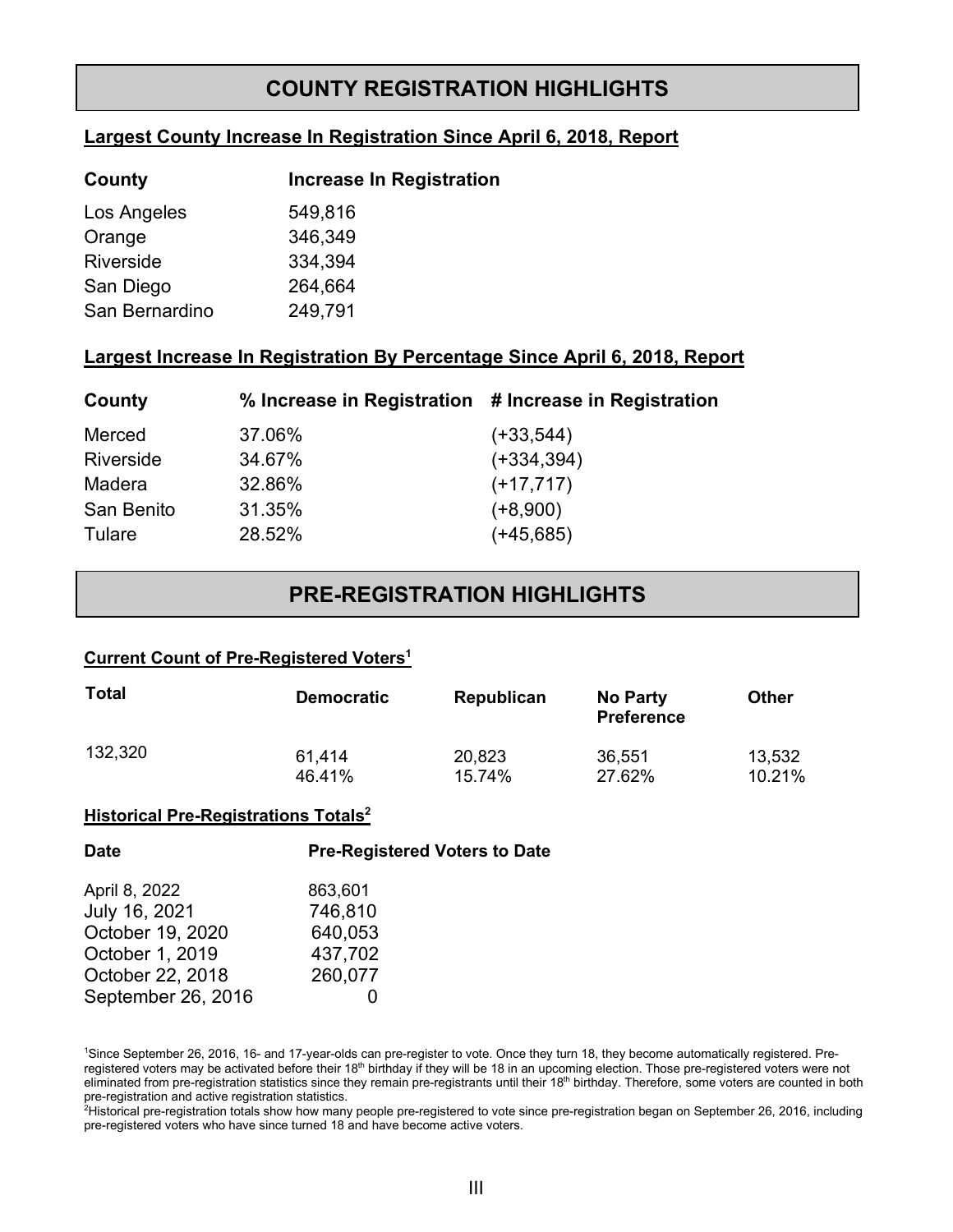## COUNTY REGISTRATION HIGHLIGHTS

**Largest County Increase In Registration Since April 6, 2018, Report**

| County | Increase In Registration |
|---|---|
| Los Angeles | 549,816 |
| Orange | 346,349 |
| Riverside | 334,394 |
| San Diego | 264,664 |
| San Bernardino | 249,791 |

**Largest Increase In Registration By Percentage Since April 6, 2018, Report**

| County | % Increase in Registration | # Increase in Registration |
|---|---|---|
| Merced | 37.06% | (+33,544) |
| Riverside | 34.67% | (+334,394) |
| Madera | 32.86% | (+17,717) |
| San Benito | 31.35% | (+8,900) |
| Tulare | 28.52% | (+45,685) |

## PRE-REGISTRATION HIGHLIGHTS

**Current Count of Pre-Registered Voters[1]**

| Total | Democratic | Republican | No Party Preference | Other |
|---|---|---|---|---|
| 132,320 | 61,414<br>46.41% | 20,823<br>15.74% | 36,551<br>27.62% | 13,532<br>10.21% |

**Historical Pre-Registrations Totals[2]**

| Date | Pre-Registered Voters to Date |
|---|---|
| April 8, 2022 | 863,601 |
| July 16, 2021 | 746,810 |
| October 19, 2020 | 640,053 |
| October 1, 2019 | 437,702 |
| October 22, 2018 | 260,077 |
| September 26, 2016 | 0 |

[1]Since September 26, 2016, 16- and 17-year-olds can pre-register to vote. Once they turn 18, they become automatically registered. Pre-registered voters may be activated before their 18th birthday if they will be 18 in an upcoming election. Those pre-registered voters were not eliminated from pre-registration statistics since they remain pre-registrants until their 18th birthday. Therefore, some voters are counted in both pre-registration and active registration statistics.

[2]Historical pre-registration totals show how many people pre-registered to vote since pre-registration began on September 26, 2016, including pre-registered voters who have since turned 18 and have become active voters.